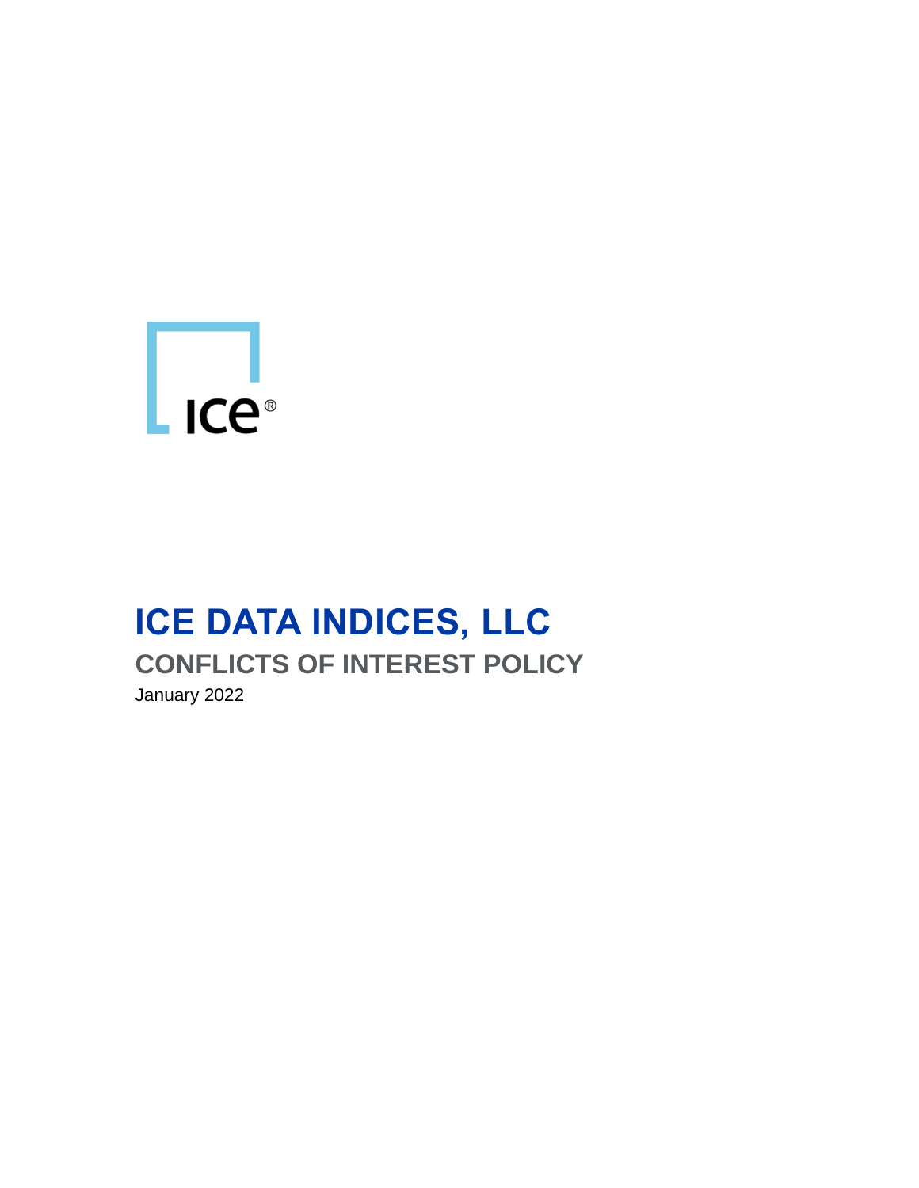# ICE DATA INDICES, LLC

## CONFLICTS OF INTEREST POLICY

January 2022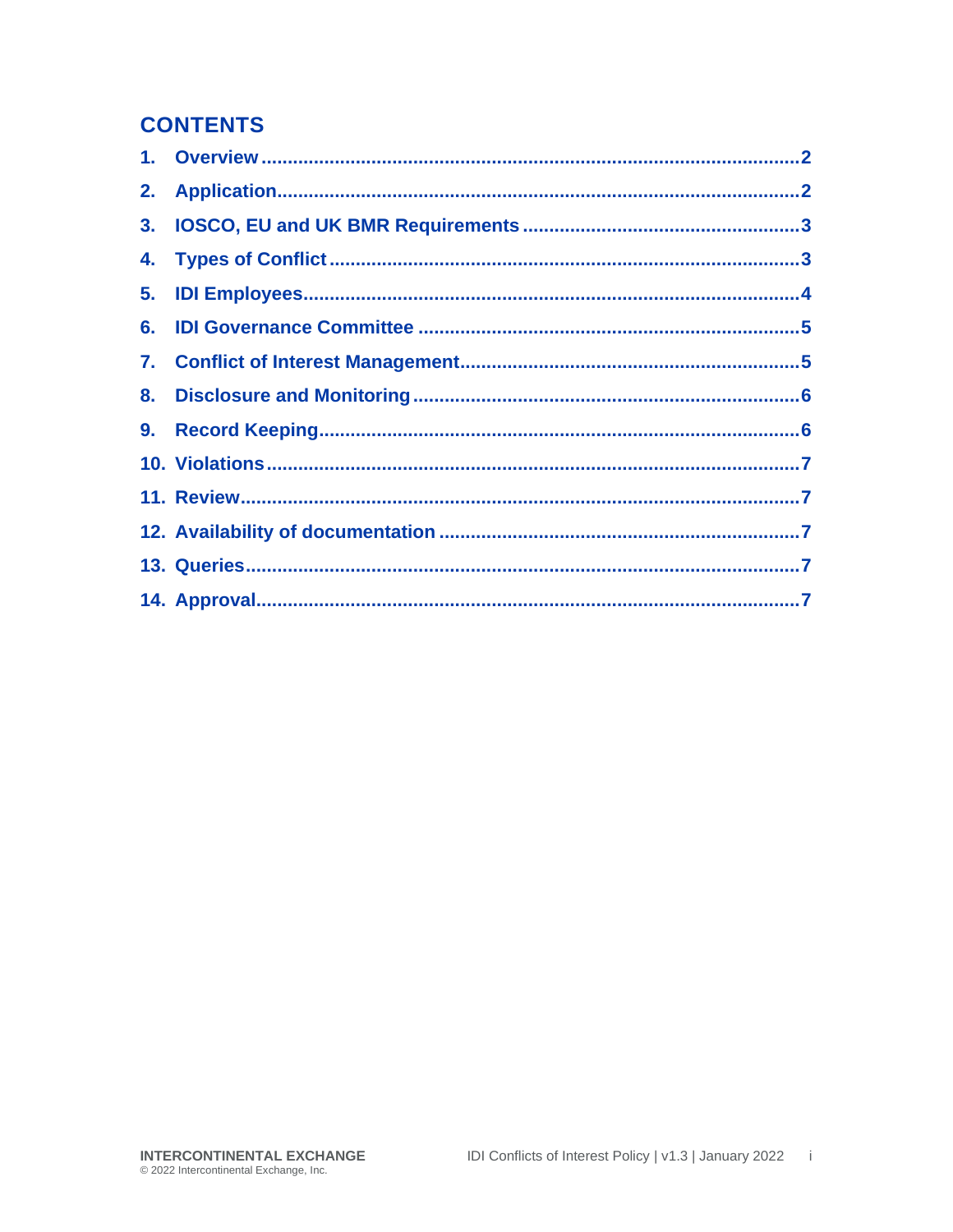## CONTENTS

1. Overview ....................................................................................................2
2. Application..................................................................................................2
3. IOSCO, EU and UK BMR Requirements ....................................................3
4. Types of Conflict .........................................................................................3
5. IDI Employees..............................................................................................4
6. IDI Governance Committee .......................................................................5
7. Conflict of Interest Management................................................................5
8. Disclosure and Monitoring .........................................................................6
9. Record Keeping...........................................................................................6
10. Violations ....................................................................................................7
11. Review.........................................................................................................7
12. Availability of documentation ....................................................................7
13. Queries........................................................................................................7
14. Approval......................................................................................................7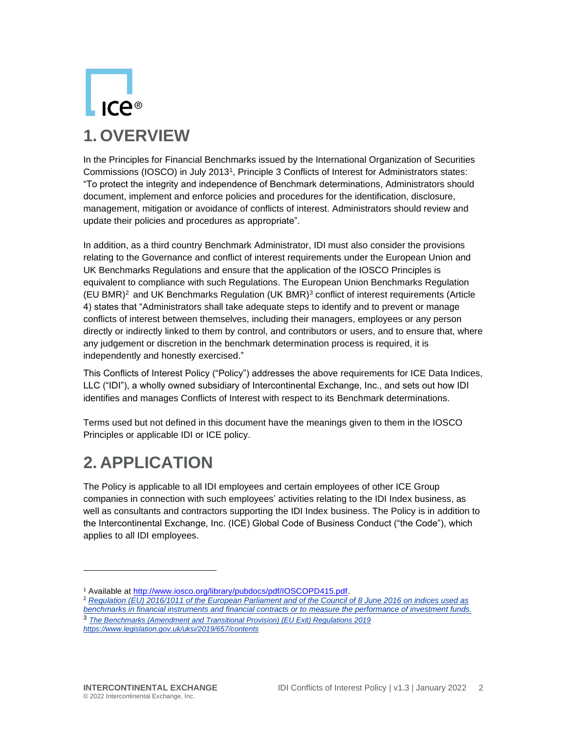# 1. OVERVIEW

In the Principles for Financial Benchmarks issued by the International Organization of Securities Commissions (IOSCO) in July 2013[1], Principle 3 Conflicts of Interest for Administrators states: "To protect the integrity and independence of Benchmark determinations, Administrators should document, implement and enforce policies and procedures for the identification, disclosure, management, mitigation or avoidance of conflicts of interest. Administrators should review and update their policies and procedures as appropriate".

In addition, as a third country Benchmark Administrator, IDI must also consider the provisions relating to the Governance and conflict of interest requirements under the European Union and UK Benchmarks Regulations and ensure that the application of the IOSCO Principles is equivalent to compliance with such Regulations. The European Union Benchmarks Regulation (EU BMR)[2] and UK Benchmarks Regulation (UK BMR)[3] conflict of interest requirements (Article 4) states that "Administrators shall take adequate steps to identify and to prevent or manage conflicts of interest between themselves, including their managers, employees or any person directly or indirectly linked to them by control, and contributors or users, and to ensure that, where any judgement or discretion in the benchmark determination process is required, it is independently and honestly exercised."

This Conflicts of Interest Policy ("Policy") addresses the above requirements for ICE Data Indices, LLC ("IDI"), a wholly owned subsidiary of Intercontinental Exchange, Inc., and sets out how IDI identifies and manages Conflicts of Interest with respect to its Benchmark determinations.

Terms used but not defined in this document have the meanings given to them in the IOSCO Principles or applicable IDI or ICE policy.

# 2. APPLICATION

The Policy is applicable to all IDI employees and certain employees of other ICE Group companies in connection with such employees' activities relating to the IDI Index business, as well as consultants and contractors supporting the IDI Index business. The Policy is in addition to the Intercontinental Exchange, Inc. (ICE) Global Code of Business Conduct ("the Code"), which applies to all IDI employees.

---

[1] Available at http://www.iosco.org/library/pubdocs/pdf/IOSCOPD415.pdf.

[2] *Regulation (EU) 2016/1011 of the European Parliament and of the Council of 8 June 2016 on indices used as benchmarks in financial instruments and financial contracts or to measure the performance of investment funds.*

[3] *The Benchmarks (Amendment and Transitional Provision) (EU Exit) Regulations 2019 https://www.legislation.gov.uk/uksi/2019/657/contents*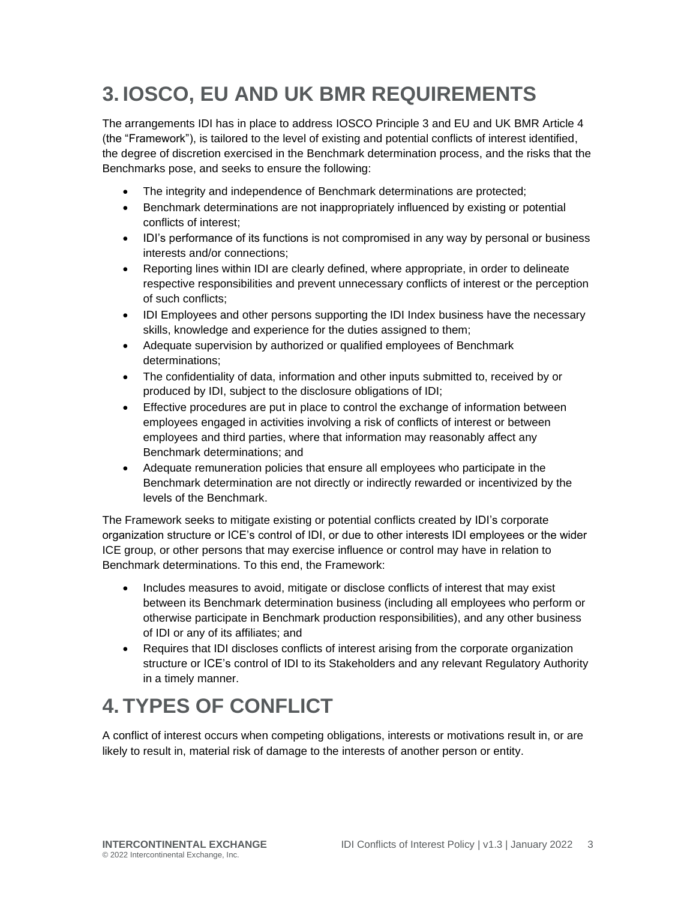# 3. IOSCO, EU AND UK BMR REQUIREMENTS

The arrangements IDI has in place to address IOSCO Principle 3 and EU and UK BMR Article 4 (the "Framework"), is tailored to the level of existing and potential conflicts of interest identified, the degree of discretion exercised in the Benchmark determination process, and the risks that the Benchmarks pose, and seeks to ensure the following:

- The integrity and independence of Benchmark determinations are protected;
- Benchmark determinations are not inappropriately influenced by existing or potential conflicts of interest;
- IDI's performance of its functions is not compromised in any way by personal or business interests and/or connections;
- Reporting lines within IDI are clearly defined, where appropriate, in order to delineate respective responsibilities and prevent unnecessary conflicts of interest or the perception of such conflicts;
- IDI Employees and other persons supporting the IDI Index business have the necessary skills, knowledge and experience for the duties assigned to them;
- Adequate supervision by authorized or qualified employees of Benchmark determinations;
- The confidentiality of data, information and other inputs submitted to, received by or produced by IDI, subject to the disclosure obligations of IDI;
- Effective procedures are put in place to control the exchange of information between employees engaged in activities involving a risk of conflicts of interest or between employees and third parties, where that information may reasonably affect any Benchmark determinations; and
- Adequate remuneration policies that ensure all employees who participate in the Benchmark determination are not directly or indirectly rewarded or incentivized by the levels of the Benchmark.

The Framework seeks to mitigate existing or potential conflicts created by IDI's corporate organization structure or ICE's control of IDI, or due to other interests IDI employees or the wider ICE group, or other persons that may exercise influence or control may have in relation to Benchmark determinations. To this end, the Framework:

- Includes measures to avoid, mitigate or disclose conflicts of interest that may exist between its Benchmark determination business (including all employees who perform or otherwise participate in Benchmark production responsibilities), and any other business of IDI or any of its affiliates; and
- Requires that IDI discloses conflicts of interest arising from the corporate organization structure or ICE's control of IDI to its Stakeholders and any relevant Regulatory Authority in a timely manner.

# 4. TYPES OF CONFLICT

A conflict of interest occurs when competing obligations, interests or motivations result in, or are likely to result in, material risk of damage to the interests of another person or entity.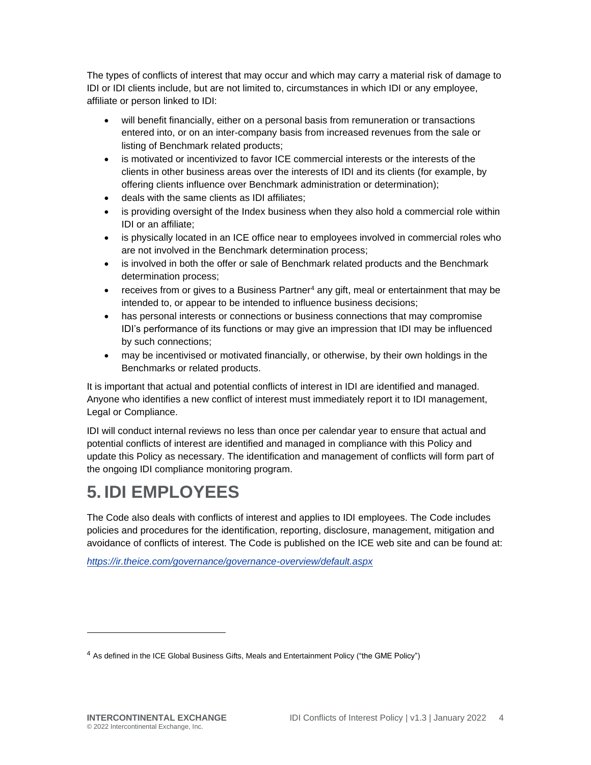The types of conflicts of interest that may occur and which may carry a material risk of damage to IDI or IDI clients include, but are not limited to, circumstances in which IDI or any employee, affiliate or person linked to IDI:

- will benefit financially, either on a personal basis from remuneration or transactions entered into, or on an inter-company basis from increased revenues from the sale or listing of Benchmark related products;
- is motivated or incentivized to favor ICE commercial interests or the interests of the clients in other business areas over the interests of IDI and its clients (for example, by offering clients influence over Benchmark administration or determination);
- deals with the same clients as IDI affiliates;
- is providing oversight of the Index business when they also hold a commercial role within IDI or an affiliate;
- is physically located in an ICE office near to employees involved in commercial roles who are not involved in the Benchmark determination process;
- is involved in both the offer or sale of Benchmark related products and the Benchmark determination process;
- receives from or gives to a Business Partner[4] any gift, meal or entertainment that may be intended to, or appear to be intended to influence business decisions;
- has personal interests or connections or business connections that may compromise IDI's performance of its functions or may give an impression that IDI may be influenced by such connections;
- may be incentivised or motivated financially, or otherwise, by their own holdings in the Benchmarks or related products.

It is important that actual and potential conflicts of interest in IDI are identified and managed. Anyone who identifies a new conflict of interest must immediately report it to IDI management, Legal or Compliance.

IDI will conduct internal reviews no less than once per calendar year to ensure that actual and potential conflicts of interest are identified and managed in compliance with this Policy and update this Policy as necessary. The identification and management of conflicts will form part of the ongoing IDI compliance monitoring program.

# 5. IDI EMPLOYEES

The Code also deals with conflicts of interest and applies to IDI employees. The Code includes policies and procedures for the identification, reporting, disclosure, management, mitigation and avoidance of conflicts of interest. The Code is published on the ICE web site and can be found at:

*https://ir.theice.com/governance/governance-overview/default.aspx*

[4] As defined in the ICE Global Business Gifts, Meals and Entertainment Policy ("the GME Policy")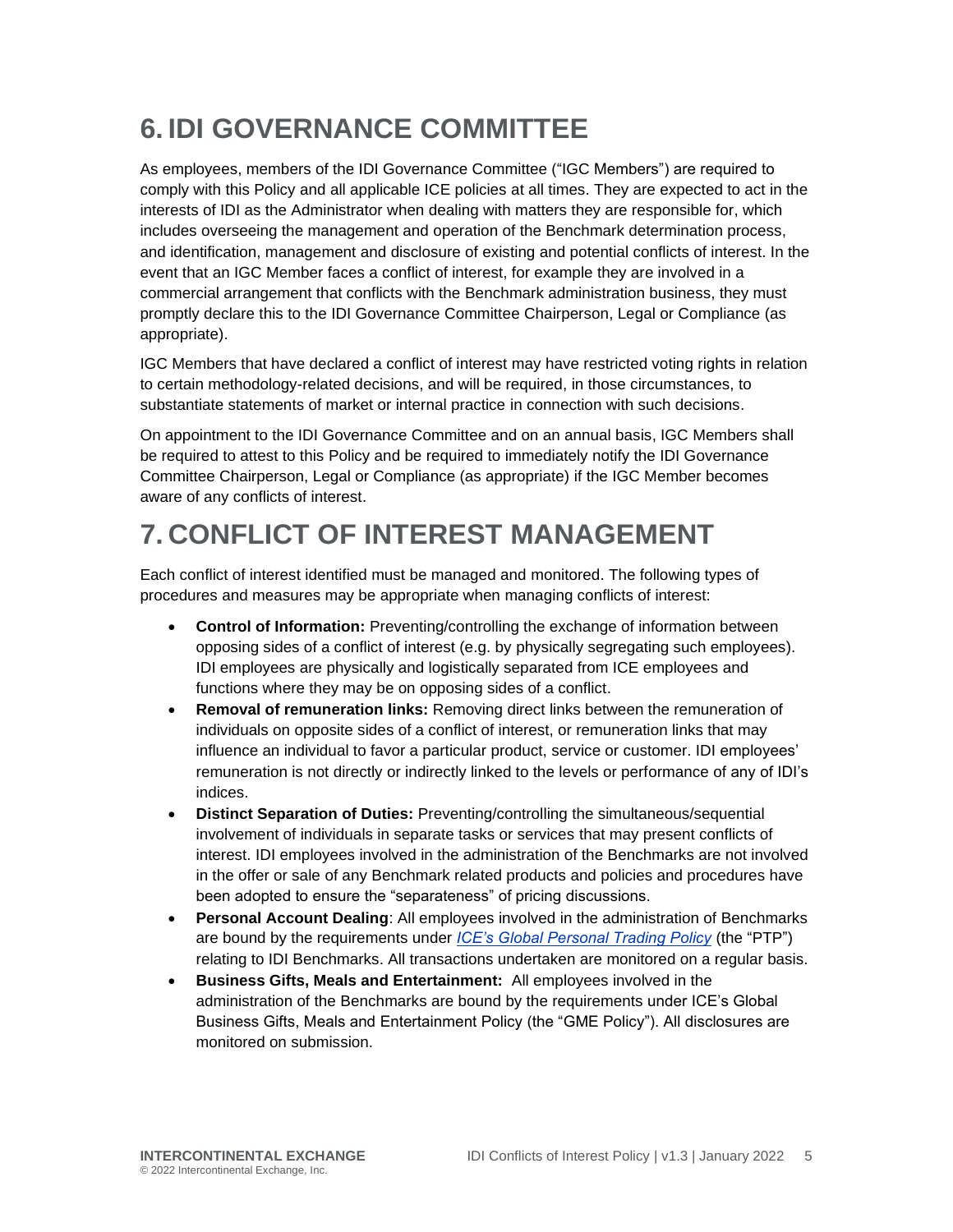# 6. IDI GOVERNANCE COMMITTEE

As employees, members of the IDI Governance Committee ("IGC Members") are required to comply with this Policy and all applicable ICE policies at all times. They are expected to act in the interests of IDI as the Administrator when dealing with matters they are responsible for, which includes overseeing the management and operation of the Benchmark determination process, and identification, management and disclosure of existing and potential conflicts of interest. In the event that an IGC Member faces a conflict of interest, for example they are involved in a commercial arrangement that conflicts with the Benchmark administration business, they must promptly declare this to the IDI Governance Committee Chairperson, Legal or Compliance (as appropriate).

IGC Members that have declared a conflict of interest may have restricted voting rights in relation to certain methodology-related decisions, and will be required, in those circumstances, to substantiate statements of market or internal practice in connection with such decisions.

On appointment to the IDI Governance Committee and on an annual basis, IGC Members shall be required to attest to this Policy and be required to immediately notify the IDI Governance Committee Chairperson, Legal or Compliance (as appropriate) if the IGC Member becomes aware of any conflicts of interest.

# 7. CONFLICT OF INTEREST MANAGEMENT

Each conflict of interest identified must be managed and monitored. The following types of procedures and measures may be appropriate when managing conflicts of interest:

- **Control of Information:** Preventing/controlling the exchange of information between opposing sides of a conflict of interest (e.g. by physically segregating such employees). IDI employees are physically and logistically separated from ICE employees and functions where they may be on opposing sides of a conflict.
- **Removal of remuneration links:** Removing direct links between the remuneration of individuals on opposite sides of a conflict of interest, or remuneration links that may influence an individual to favor a particular product, service or customer. IDI employees' remuneration is not directly or indirectly linked to the levels or performance of any of IDI's indices.
- **Distinct Separation of Duties:** Preventing/controlling the simultaneous/sequential involvement of individuals in separate tasks or services that may present conflicts of interest. IDI employees involved in the administration of the Benchmarks are not involved in the offer or sale of any Benchmark related products and policies and procedures have been adopted to ensure the "separateness" of pricing discussions.
- **Personal Account Dealing**: All employees involved in the administration of Benchmarks are bound by the requirements under *ICE's Global Personal Trading Policy* (the "PTP") relating to IDI Benchmarks. All transactions undertaken are monitored on a regular basis.
- **Business Gifts, Meals and Entertainment:** All employees involved in the administration of the Benchmarks are bound by the requirements under ICE's Global Business Gifts, Meals and Entertainment Policy (the "GME Policy"). All disclosures are monitored on submission.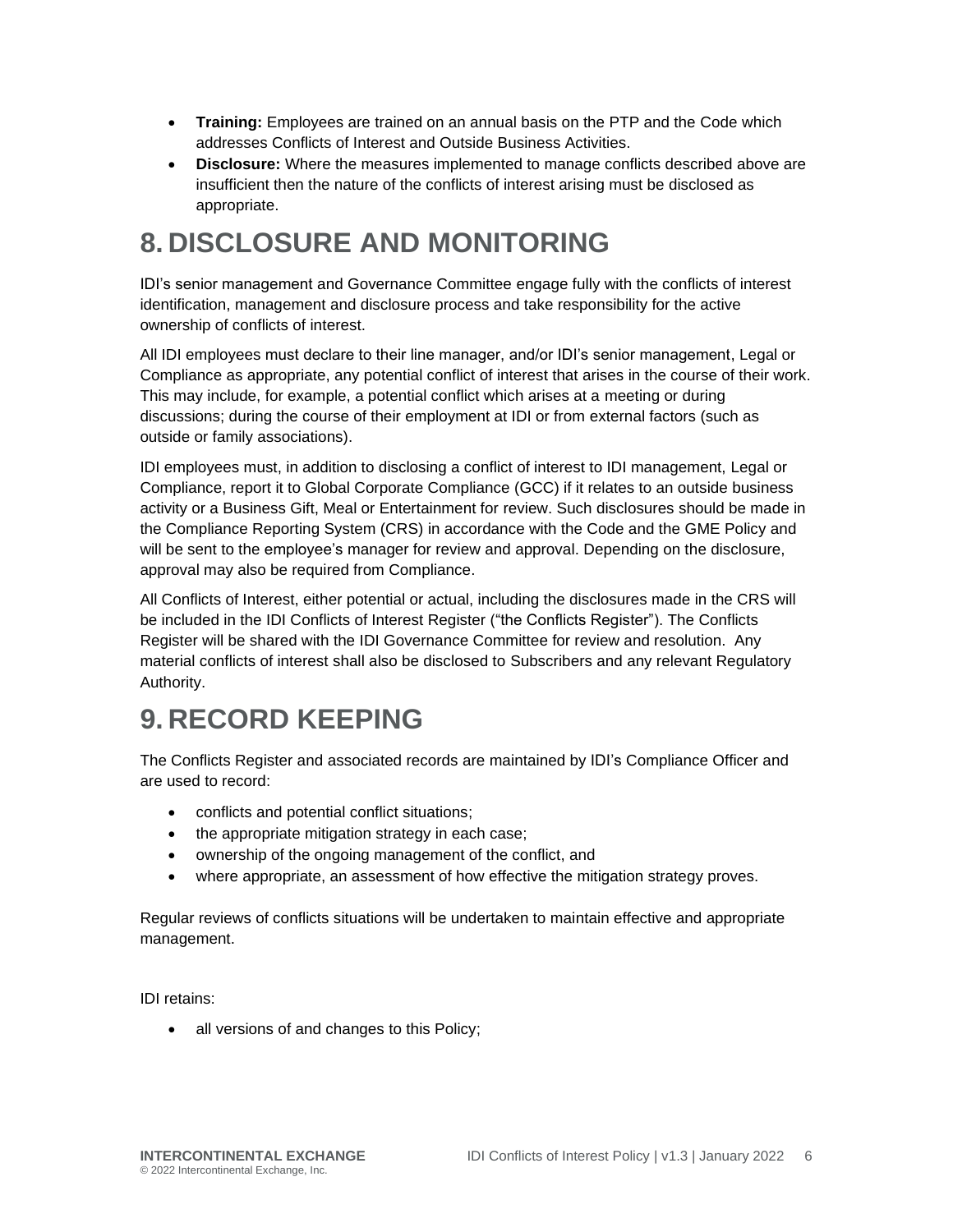- **Training:** Employees are trained on an annual basis on the PTP and the Code which addresses Conflicts of Interest and Outside Business Activities.
- **Disclosure:** Where the measures implemented to manage conflicts described above are insufficient then the nature of the conflicts of interest arising must be disclosed as appropriate.

# 8. DISCLOSURE AND MONITORING

IDI's senior management and Governance Committee engage fully with the conflicts of interest identification, management and disclosure process and take responsibility for the active ownership of conflicts of interest.

All IDI employees must declare to their line manager, and/or IDI's senior management, Legal or Compliance as appropriate, any potential conflict of interest that arises in the course of their work. This may include, for example, a potential conflict which arises at a meeting or during discussions; during the course of their employment at IDI or from external factors (such as outside or family associations).

IDI employees must, in addition to disclosing a conflict of interest to IDI management, Legal or Compliance, report it to Global Corporate Compliance (GCC) if it relates to an outside business activity or a Business Gift, Meal or Entertainment for review. Such disclosures should be made in the Compliance Reporting System (CRS) in accordance with the Code and the GME Policy and will be sent to the employee's manager for review and approval. Depending on the disclosure, approval may also be required from Compliance.

All Conflicts of Interest, either potential or actual, including the disclosures made in the CRS will be included in the IDI Conflicts of Interest Register ("the Conflicts Register"). The Conflicts Register will be shared with the IDI Governance Committee for review and resolution. Any material conflicts of interest shall also be disclosed to Subscribers and any relevant Regulatory Authority.

# 9. RECORD KEEPING

The Conflicts Register and associated records are maintained by IDI's Compliance Officer and are used to record:

- conflicts and potential conflict situations;
- the appropriate mitigation strategy in each case;
- ownership of the ongoing management of the conflict, and
- where appropriate, an assessment of how effective the mitigation strategy proves.

Regular reviews of conflicts situations will be undertaken to maintain effective and appropriate management.

IDI retains:

- all versions of and changes to this Policy;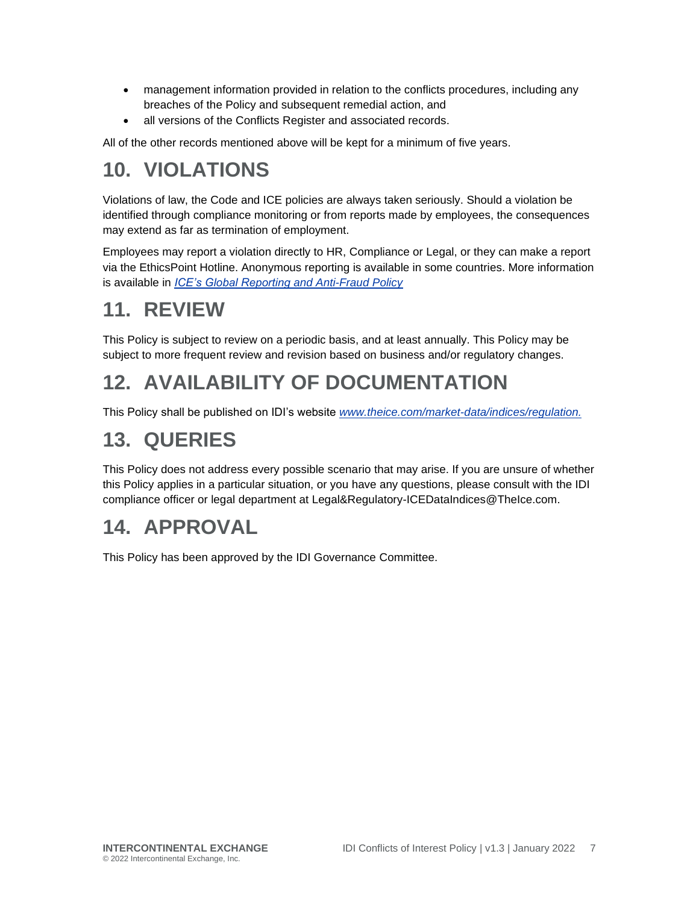- management information provided in relation to the conflicts procedures, including any breaches of the Policy and subsequent remedial action, and
- all versions of the Conflicts Register and associated records.

All of the other records mentioned above will be kept for a minimum of five years.

# 10. VIOLATIONS

Violations of law, the Code and ICE policies are always taken seriously. Should a violation be identified through compliance monitoring or from reports made by employees, the consequences may extend as far as termination of employment.

Employees may report a violation directly to HR, Compliance or Legal, or they can make a report via the EthicsPoint Hotline. Anonymous reporting is available in some countries. More information is available in *ICE's Global Reporting and Anti-Fraud Policy*

# 11. REVIEW

This Policy is subject to review on a periodic basis, and at least annually. This Policy may be subject to more frequent review and revision based on business and/or regulatory changes.

# 12. AVAILABILITY OF DOCUMENTATION

This Policy shall be published on IDI's website *www.theice.com/market-data/indices/regulation.*

# 13. QUERIES

This Policy does not address every possible scenario that may arise. If you are unsure of whether this Policy applies in a particular situation, or you have any questions, please consult with the IDI compliance officer or legal department at Legal&Regulatory-ICEDataIndices@TheIce.com.

# 14. APPROVAL

This Policy has been approved by the IDI Governance Committee.